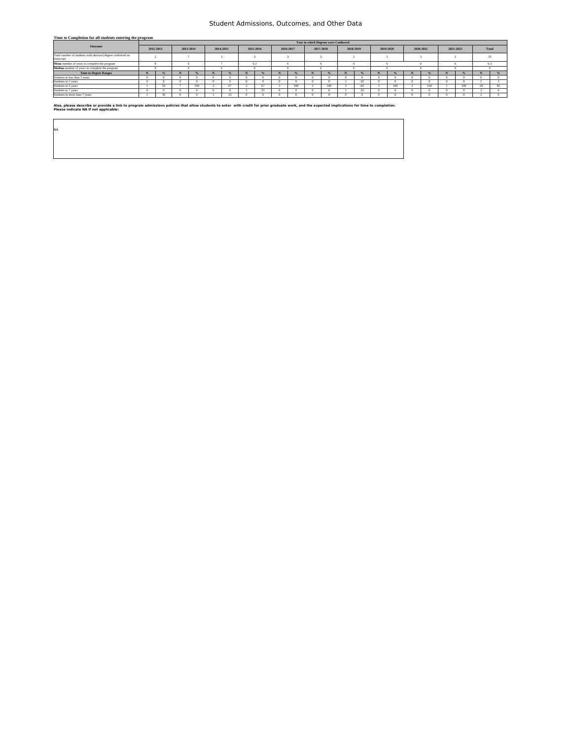# Student Admissions, Outcomes, and Other Data

**Time to Completion for all students entering the program**

| Outcome | Year in which Degrees were Conferred | | | | | | | | | | | | | | | | | | | | | |
|---|---|---|---|---|---|---|---|---|---|---|---|---|---|---|---|---|---|---|---|---|---|---|
| | 2012-2013 | | 2013-2014 | | 2014-2015 | | 2015-2016 | | 2016-2017 | | 2017-2018 | | 2018-2019 | | 2019-2020 | | 2020-2021 | | 2021-2022 | | Total | |
| Total number of students with doctoral degree conferred on transcript | 2 | | 7 | | 3 | | 3 | | 3 | | 3 | | 5 | | 3 | | 3 | | 1 | | 33 | |
| **Mean** number of years to complete the program | 8 | | 6 | | 7 | | 6.3 | | 6 | | 6 | | 6 | | 6 | | 6 | | 6 | | 6.3 | |
| **Median** number of years to complete the program | 8 | | 6 | | 6 | | 6 | | 6 | | 6 | | 6 | | 6 | | 6 | | 6 | | 6 | |
| **Time to Degree Ranges** | N | % | N | % | N | % | N | % | N | % | N | % | N | % | N | % | N | % | N | % | N | % |
| Students in less than 5 years | 0 | 0 | 0 | 0 | 0 | 0 | 0 | 0 | 0 | 0 | 0 | 0 | 0 | 0 | 0 | 0 | 0 | 0 | 0 | 0 | 0 | 0 |
| Students in 5 years | 0 | 0 | 0 | 0 | 0 | 0 | 0 | 0 | 0 | 0 | 0 | 0 | 1 | 20 | 0 | 0 | 0 | 0 | 0 | 0 | 1 | 3 |
| Students in 6 years | 1 | 50 | 7 | 100 | 2 | 67 | 2 | 67 | 3 | 100 | 3 | 100 | 3 | 60 | 3 | 100 | 3 | 100 | 1 | 100 | 28 | 85 |
| Students in 7 years | 0 | 0 | 0 | 0 | 0 | 0 | 1 | 33 | 0 | 0 | 0 | 0 | 1 | 20 | 0 | 0 | 0 | 0 | 0 | 0 | 2 | 6 |
| Students in more than 7 years | 1 | 50 | 0 | 0 | 1 | 33 | 0 | 0 | 0 | 0 | 0 | 0 | 0 | 0 | 0 | 0 | 0 | 0 | 0 | 0 | 2 | 6 |

**Also, please describe or provide a link to program admissions policies that allow students to enter with credit for prior graduate work, and the expected implications for time to completion. Please indicate NA if not applicable:**

NA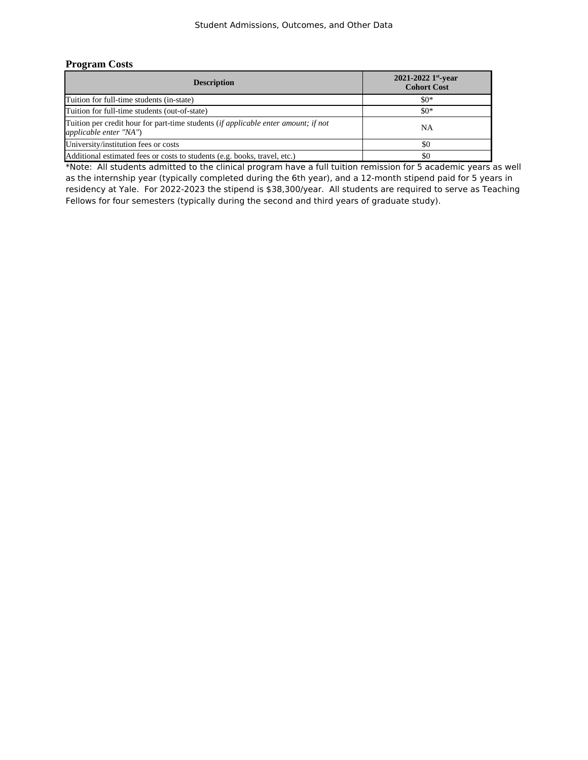## Program Costs

| Description | 2021-2022 1st-year Cohort Cost |
|---|---|
| Tuition for full-time students (in-state) | $0* |
| Tuition for full-time students (out-of-state) | $0* |
| Tuition per credit hour for part-time students (*if applicable enter amount; if not applicable enter "NA"*) | NA |
| University/institution fees or costs | $0 |
| Additional estimated fees or costs to students (e.g. books, travel, etc.) | $0 |

*Note: All students admitted to the clinical program have a full tuition remission for 5 academic years as well as the internship year (typically completed during the 6th year), and a 12-month stipend paid for 5 years in residency at Yale. For 2022-2023 the stipend is $38,300/year. All students are required to serve as Teaching Fellows for four semesters (typically during the second and third years of graduate study).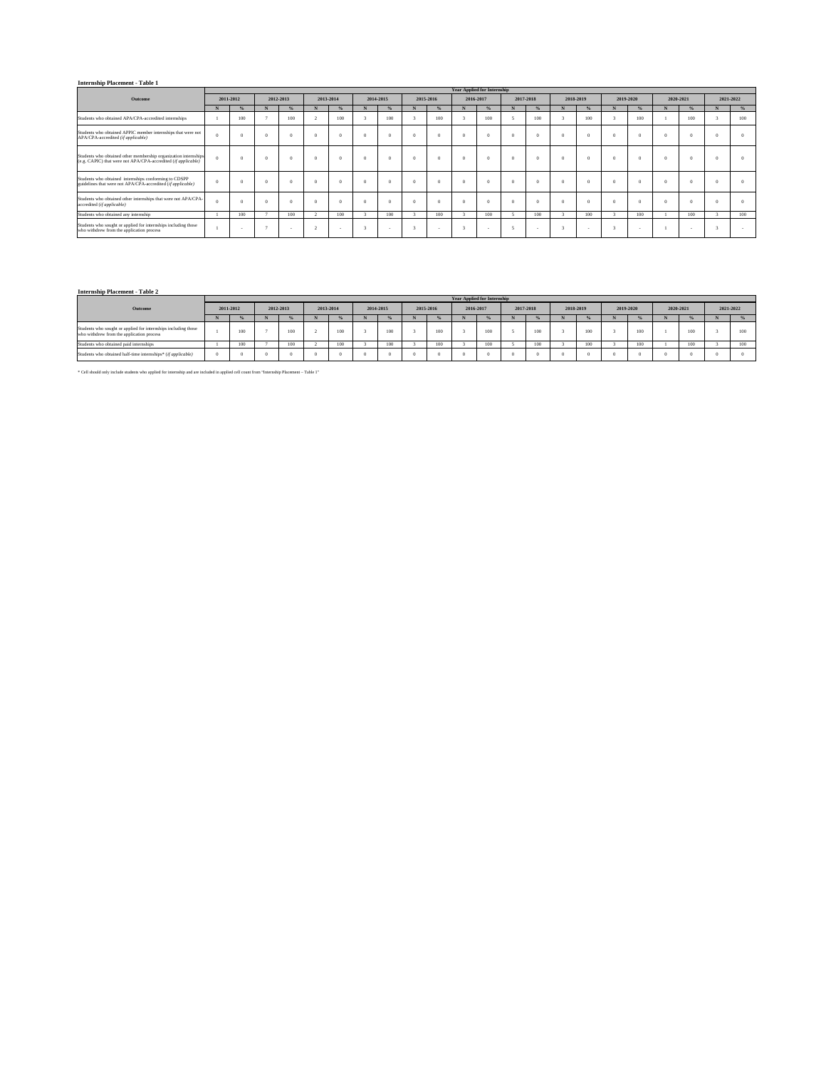**Internship Placement - Table 1**

| Outcome | Year Applied for Internship | | | | | | | | | | | | | | | | | | | | | |
|---|---|---|---|---|---|---|---|---|---|---|---|---|---|---|---|---|---|---|---|---|---|---|
| | 2011-2012 | | 2012-2013 | | 2013-2014 | | 2014-2015 | | 2015-2016 | | 2016-2017 | | 2017-2018 | | 2018-2019 | | 2019-2020 | | 2020-2021 | | 2021-2022 | |
| | N | % | N | % | N | % | N | % | N | % | N | % | N | % | N | % | N | % | N | % | N | % |
| Students who obtained APA/CPA-accredited internships | 1 | 100 | 7 | 100 | 2 | 100 | 3 | 100 | 3 | 100 | 3 | 100 | 5 | 100 | 3 | 100 | 3 | 100 | 1 | 100 | 3 | 100 |
| Students who obtained APPIC member internships that were not APA/CPA-accredited *(if applicable)* | 0 | 0 | 0 | 0 | 0 | 0 | 0 | 0 | 0 | 0 | 0 | 0 | 0 | 0 | 0 | 0 | 0 | 0 | 0 | 0 | 0 | 0 |
| Students who obtained other membership organization internships (e.g. CAPIC) that were not APA/CPA-accredited *(if applicable)* | 0 | 0 | 0 | 0 | 0 | 0 | 0 | 0 | 0 | 0 | 0 | 0 | 0 | 0 | 0 | 0 | 0 | 0 | 0 | 0 | 0 | 0 |
| Students who obtained internships conforming to CDSPP guidelines that were not APA/CPA-accredited *(if applicable)* | 0 | 0 | 0 | 0 | 0 | 0 | 0 | 0 | 0 | 0 | 0 | 0 | 0 | 0 | 0 | 0 | 0 | 0 | 0 | 0 | 0 | 0 |
| Students who obtained other internships that were not APA/CPA-accredited *(if applicable)* | 0 | 0 | 0 | 0 | 0 | 0 | 0 | 0 | 0 | 0 | 0 | 0 | 0 | 0 | 0 | 0 | 0 | 0 | 0 | 0 | 0 | 0 |
| Students who obtained any internship | 1 | 100 | 7 | 100 | 2 | 100 | 3 | 100 | 3 | 100 | 3 | 100 | 5 | 100 | 3 | 100 | 3 | 100 | 1 | 100 | 3 | 100 |
| Students who sought or applied for internships including those who withdrew from the application process | 1 | - | 7 | - | 2 | - | 3 | - | 3 | - | 3 | - | 5 | - | 3 | - | 3 | - | 1 | - | 3 | - |

**Internship Placement - Table 2**

| Outcome | Year Applied for Internship | | | | | | | | | | | | | | | | | | | | | |
|---|---|---|---|---|---|---|---|---|---|---|---|---|---|---|---|---|---|---|---|---|---|---|
| | 2011-2012 | | 2012-2013 | | 2013-2014 | | 2014-2015 | | 2015-2016 | | 2016-2017 | | 2017-2018 | | 2018-2019 | | 2019-2020 | | 2020-2021 | | 2021-2022 | |
| | N | % | N | % | N | % | N | % | N | % | N | % | N | % | N | % | N | % | N | % | N | % |
| Students who sought or applied for internships including those who withdrew from the application process | 1 | 100 | 7 | 100 | 2 | 100 | 3 | 100 | 3 | 100 | 3 | 100 | 5 | 100 | 3 | 100 | 3 | 100 | 1 | 100 | 3 | 100 |
| Students who obtained paid internships | 1 | 100 | 7 | 100 | 2 | 100 | 3 | 100 | 3 | 100 | 3 | 100 | 5 | 100 | 3 | 100 | 3 | 100 | 1 | 100 | 3 | 100 |
| Students who obtained half-time internships* *(if applicable)* | 0 | 0 | 0 | 0 | 0 | 0 | 0 | 0 | 0 | 0 | 0 | 0 | 0 | 0 | 0 | 0 | 0 | 0 | 0 | 0 | 0 | 0 |

* Cell should only include students who applied for internship and are included in applied cell count from "Internship Placement – Table 1"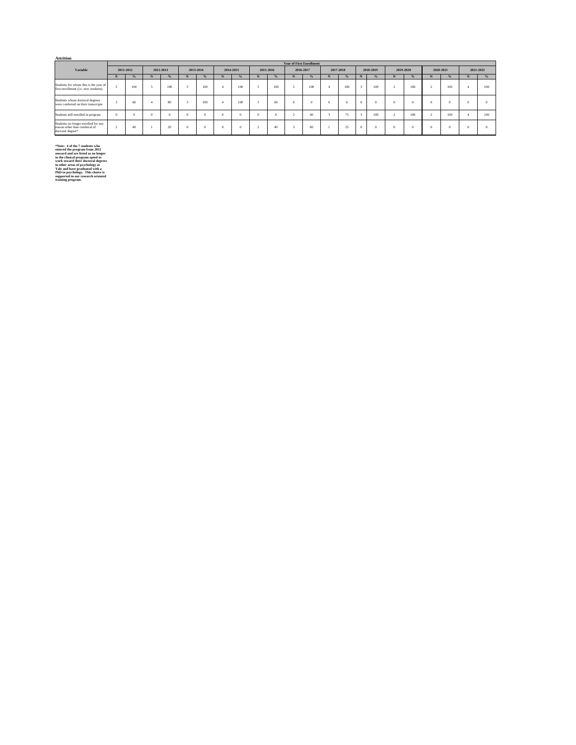**Attrition**

| Variable | Year of First Enrollment | | | | | | | | | | | | | | | | | | | | | |
|---|---|---|---|---|---|---|---|---|---|---|---|---|---|---|---|---|---|---|---|---|---|---|
| | 2011-2012 | | 2012-2013 | | 2013-2014 | | 2014-2015 | | 2015-2016 | | 2016-2017 | | 2017-2018 | | 2018-2019 | | 2019-2020 | | 2020-2021 | | 2021-2022 | |
| | N | % | N | % | N | % | N | % | N | % | N | % | N | % | N | % | N | % | N | % | N | % |
| Students for whom this is the year of first enrollment (i.e. new students) | 5 | 100 | 5 | 100 | 3 | 100 | 4 | 100 | 5 | 100 | 5 | 100 | 4 | 100 | 3 | 100 | 2 | 100 | 2 | 100 | 4 | 100 |
| Students whose doctoral degrees were conferred on their transcripts | 3 | 60 | 4 | 80 | 3 | 100 | 4 | 100 | 3 | 60 | 0 | 0 | 0 | 0 | 0 | 0 | 0 | 0 | 0 | 0 | 0 | 0 |
| Students still enrolled in program | 0 | 0 | 0 | 0 | 0 | 0 | 0 | 0 | 0 | 0 | 2 | 40 | 3 | 75 | 3 | 100 | 2 | 100 | 2 | 100 | 4 | 100 |
| Students no longer enrolled for any reason other than conferral of doctoral degree* | 2 | 40 | 1 | 20 | 0 | 0 | 0 | 0 | 2 | 40 | 3 | 60 | 1 | 25 | 0 | 0 | 0 | 0 | 0 | 0 | 0 | 0 |

**\*Note: 4 of the 7 students who entered the program from 2012 onward and are listed as no longer in the clinical program opted to work toward their doctoral degrees in other areas of psychology at Yale and have graduated with a PhD in psychology. This choice is supported in our research oriented training program.**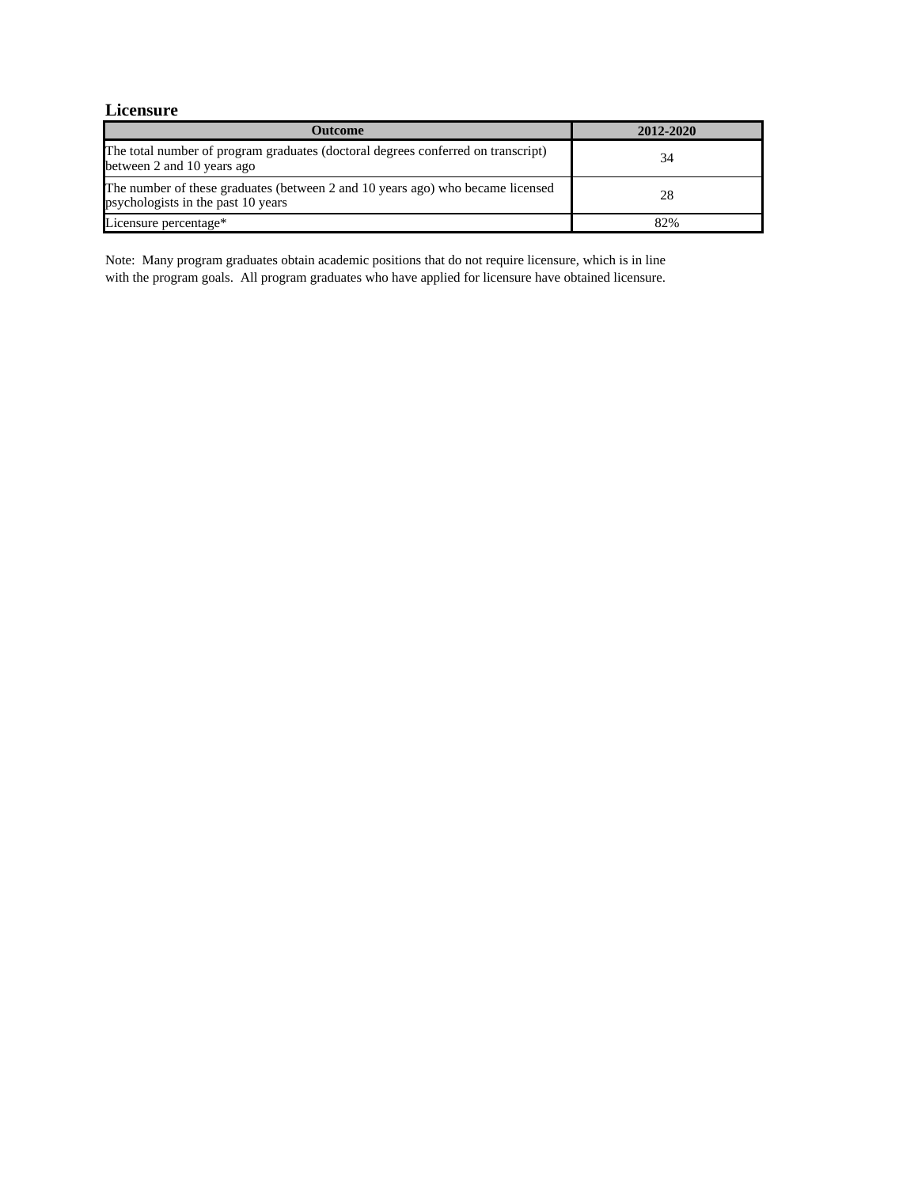## Licensure

| Outcome | 2012-2020 |
| --- | --- |
| The total number of program graduates (doctoral degrees conferred on transcript) between 2 and 10 years ago | 34 |
| The number of these graduates (between 2 and 10 years ago) who became licensed psychologists in the past 10 years | 28 |
| Licensure percentage* | 82% |

Note: Many program graduates obtain academic positions that do not require licensure, which is in line with the program goals. All program graduates who have applied for licensure have obtained licensure.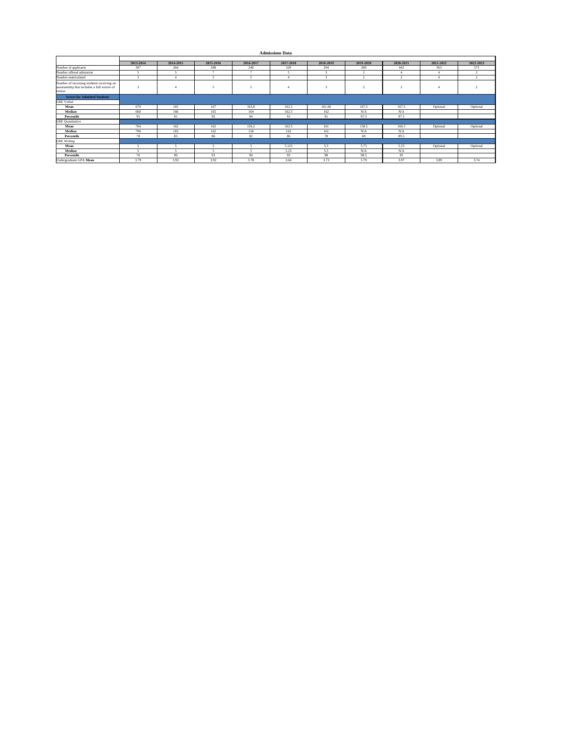# Admissions Data

| | 2013-2014 | 2014-2015 | 2015-2016 | 2016-2017 | 2017-2018 | 2018-2019 | 2019-2020 | 2020-2021 | 2021-2022 | 2022-2023 |
|---|---|---|---|---|---|---|---|---|---|---|
| Number of applicants | 307 | 264 | 288 | 248 | 329 | 294 | 280 | 442 | 563 | 573 |
| Number offered admission | 5 | 5 | 7 | 7 | 5 | 3 | 2 | 4 | 4 | 2 |
| Number matriculated | 3 | 4 | 5 | 5 | 4 | 3 | 2 | 2 | 4 | 2 |
| Number of incoming students receiving an assistantship that includes a full waiver of tuition | 3 | 4 | 5 | 5 | 4 | 3 | 2 | 2 | 4 | 2 |
| **Scores for Admitted Students** | | | | | | | | | | |
| GRE Verbal | | | | | | | | | | |
| **Mean** | 670 | 165 | 167 | 163.8 | 162.5 | 161.66 | 167.5 | 167.5 | Optional | Optional |
| **Median** | 660 | 166 | 165 | 164 | 162.5 | 162 | N/A | N/A | | |
| **Percentile** | 95 | 91 | 95 | 94 | 91 | 91 | 97.5 | 97.5 | | |
| GRE Quantitative | | | | | | | | | | |
| **Mean** | 764 | 162 | 162 | 156.2 | 162.5 | 161 | 158.5 | 166.5 | Optional | Optional |
| **Median** | 790 | 163 | 162 | 158 | 162 | 161 | N/A | N/A | | |
| **Percentile** | 78 | 83 | 86 | 82 | 86 | 78 | 69 | 89.5 | | |
| GRE Writing | | | | | | | | | | |
| **Mean** | 5 | 5 | 5 | 5 | 5.125 | 5.5 | 5.75 | 5.25 | Optional | Optional |
| **Median** | 5 | 5 | 5 | 5 | 5.25 | 5.5 | N/A | N/A | | |
| **Percentile** | 76 | 90 | 93 | 90 | 93 | 98 | 98.5 | 95 | | |
| Undergraduate GPA **Mean** | 3.79 | 3.92 | 3.92 | 3.78 | 3.66 | 3.73 | 3.79 | 3.97 | 3.89 | 3.74 |